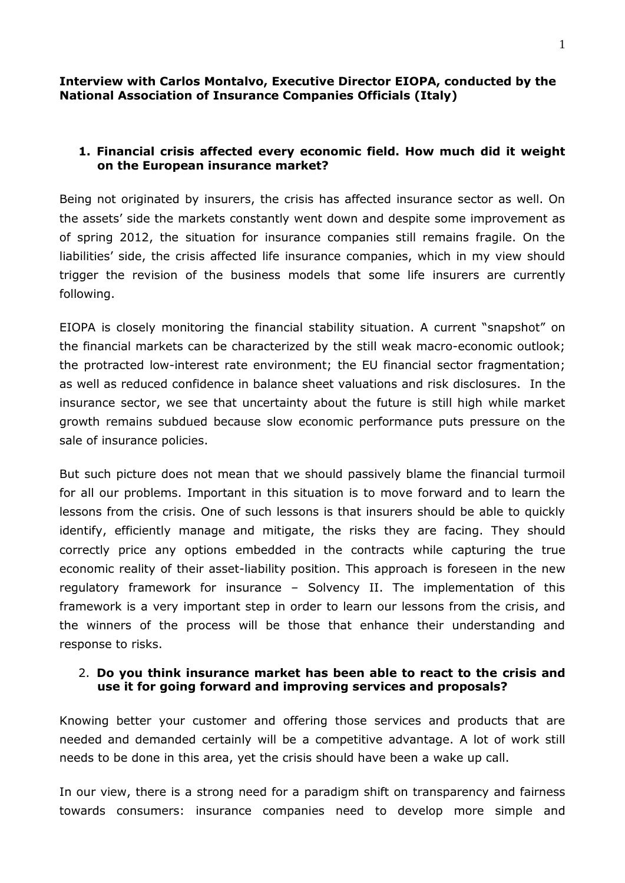**Interview with Carlos Montalvo, Executive Director EIOPA, conducted by the National Association of Insurance Companies Officials (Italy)**

1. **Financial crisis affected every economic field. How much did it weight on the European insurance market?**

Being not originated by insurers, the crisis has affected insurance sector as well. On the assets' side the markets constantly went down and despite some improvement as of spring 2012, the situation for insurance companies still remains fragile. On the liabilities' side, the crisis affected life insurance companies, which in my view should trigger the revision of the business models that some life insurers are currently following.

EIOPA is closely monitoring the financial stability situation. A current "snapshot" on the financial markets can be characterized by the still weak macro-economic outlook; the protracted low-interest rate environment; the EU financial sector fragmentation; as well as reduced confidence in balance sheet valuations and risk disclosures. In the insurance sector, we see that uncertainty about the future is still high while market growth remains subdued because slow economic performance puts pressure on the sale of insurance policies.

But such picture does not mean that we should passively blame the financial turmoil for all our problems. Important in this situation is to move forward and to learn the lessons from the crisis. One of such lessons is that insurers should be able to quickly identify, efficiently manage and mitigate, the risks they are facing. They should correctly price any options embedded in the contracts while capturing the true economic reality of their asset-liability position. This approach is foreseen in the new regulatory framework for insurance – Solvency II. The implementation of this framework is a very important step in order to learn our lessons from the crisis, and the winners of the process will be those that enhance their understanding and response to risks.

2. **Do you think insurance market has been able to react to the crisis and use it for going forward and improving services and proposals?**

Knowing better your customer and offering those services and products that are needed and demanded certainly will be a competitive advantage. A lot of work still needs to be done in this area, yet the crisis should have been a wake up call.

In our view, there is a strong need for a paradigm shift on transparency and fairness towards consumers: insurance companies need to develop more simple and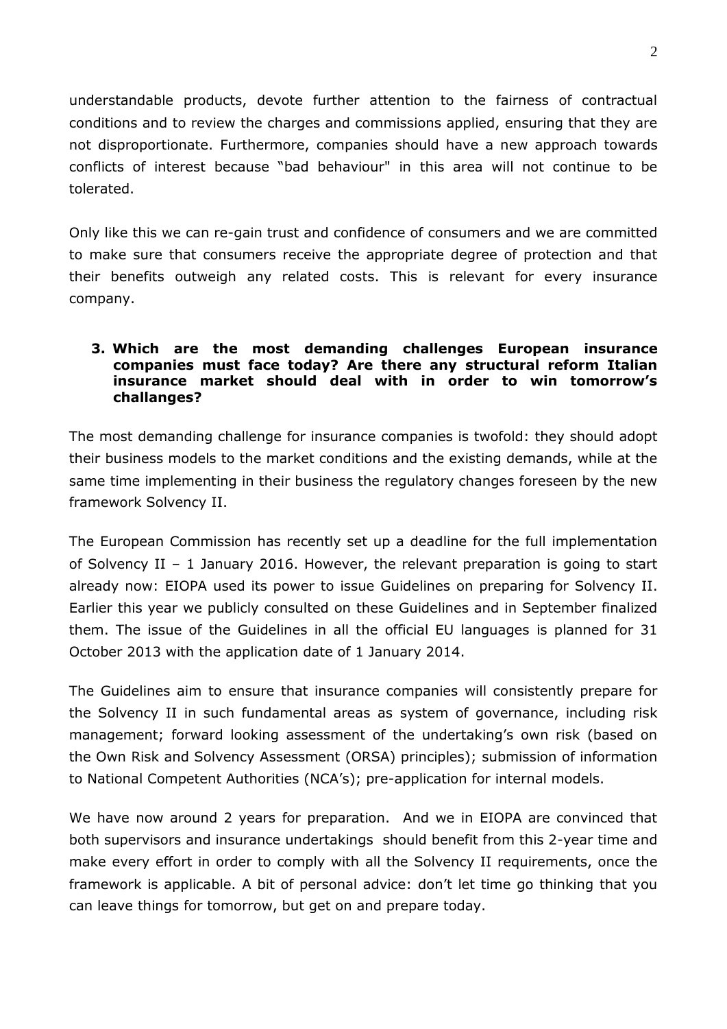understandable products, devote further attention to the fairness of contractual conditions and to review the charges and commissions applied, ensuring that they are not disproportionate. Furthermore, companies should have a new approach towards conflicts of interest because "bad behaviour" in this area will not continue to be tolerated.

Only like this we can re-gain trust and confidence of consumers and we are committed to make sure that consumers receive the appropriate degree of protection and that their benefits outweigh any related costs. This is relevant for every insurance company.

**3. Which are the most demanding challenges European insurance companies must face today? Are there any structural reform Italian insurance market should deal with in order to win tomorrow's challanges?**

The most demanding challenge for insurance companies is twofold: they should adopt their business models to the market conditions and the existing demands, while at the same time implementing in their business the regulatory changes foreseen by the new framework Solvency II.

The European Commission has recently set up a deadline for the full implementation of Solvency II – 1 January 2016. However, the relevant preparation is going to start already now: EIOPA used its power to issue Guidelines on preparing for Solvency II. Earlier this year we publicly consulted on these Guidelines and in September finalized them. The issue of the Guidelines in all the official EU languages is planned for 31 October 2013 with the application date of 1 January 2014.

The Guidelines aim to ensure that insurance companies will consistently prepare for the Solvency II in such fundamental areas as system of governance, including risk management; forward looking assessment of the undertaking's own risk (based on the Own Risk and Solvency Assessment (ORSA) principles); submission of information to National Competent Authorities (NCA's); pre-application for internal models.

We have now around 2 years for preparation. And we in EIOPA are convinced that both supervisors and insurance undertakings should benefit from this 2-year time and make every effort in order to comply with all the Solvency II requirements, once the framework is applicable. A bit of personal advice: don't let time go thinking that you can leave things for tomorrow, but get on and prepare today.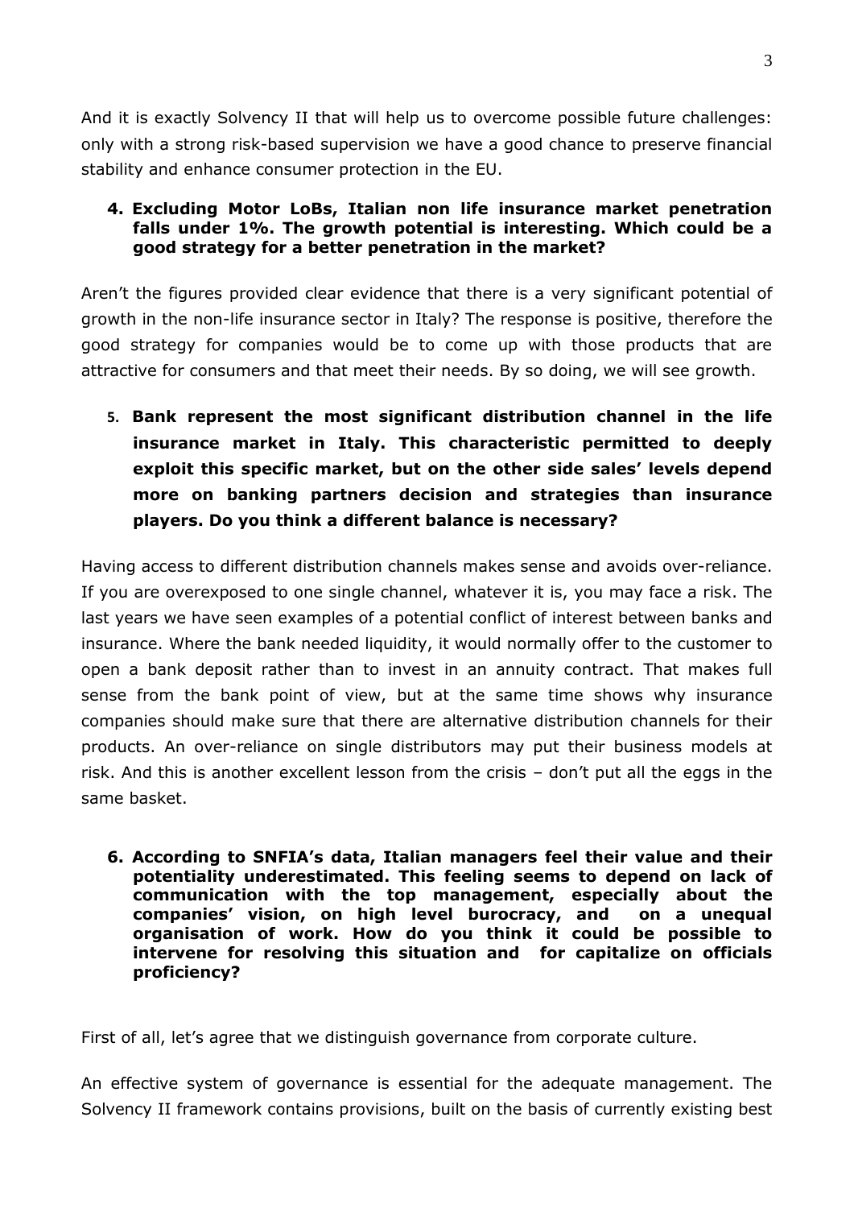And it is exactly Solvency II that will help us to overcome possible future challenges: only with a strong risk-based supervision we have a good chance to preserve financial stability and enhance consumer protection in the EU.

**4. Excluding Motor LoBs, Italian non life insurance market penetration falls under 1%. The growth potential is interesting. Which could be a good strategy for a better penetration in the market?**

Aren't the figures provided clear evidence that there is a very significant potential of growth in the non-life insurance sector in Italy? The response is positive, therefore the good strategy for companies would be to come up with those products that are attractive for consumers and that meet their needs. By so doing, we will see growth.

**5. Bank represent the most significant distribution channel in the life insurance market in Italy. This characteristic permitted to deeply exploit this specific market, but on the other side sales' levels depend more on banking partners decision and strategies than insurance players. Do you think a different balance is necessary?**

Having access to different distribution channels makes sense and avoids over-reliance. If you are overexposed to one single channel, whatever it is, you may face a risk. The last years we have seen examples of a potential conflict of interest between banks and insurance. Where the bank needed liquidity, it would normally offer to the customer to open a bank deposit rather than to invest in an annuity contract. That makes full sense from the bank point of view, but at the same time shows why insurance companies should make sure that there are alternative distribution channels for their products. An over-reliance on single distributors may put their business models at risk. And this is another excellent lesson from the crisis – don't put all the eggs in the same basket.

**6. According to SNFIA's data, Italian managers feel their value and their potentiality underestimated. This feeling seems to depend on lack of communication with the top management, especially about the companies' vision, on high level burocracy, and on a unequal organisation of work. How do you think it could be possible to intervene for resolving this situation and for capitalize on officials proficiency?**

First of all, let's agree that we distinguish governance from corporate culture.

An effective system of governance is essential for the adequate management. The Solvency II framework contains provisions, built on the basis of currently existing best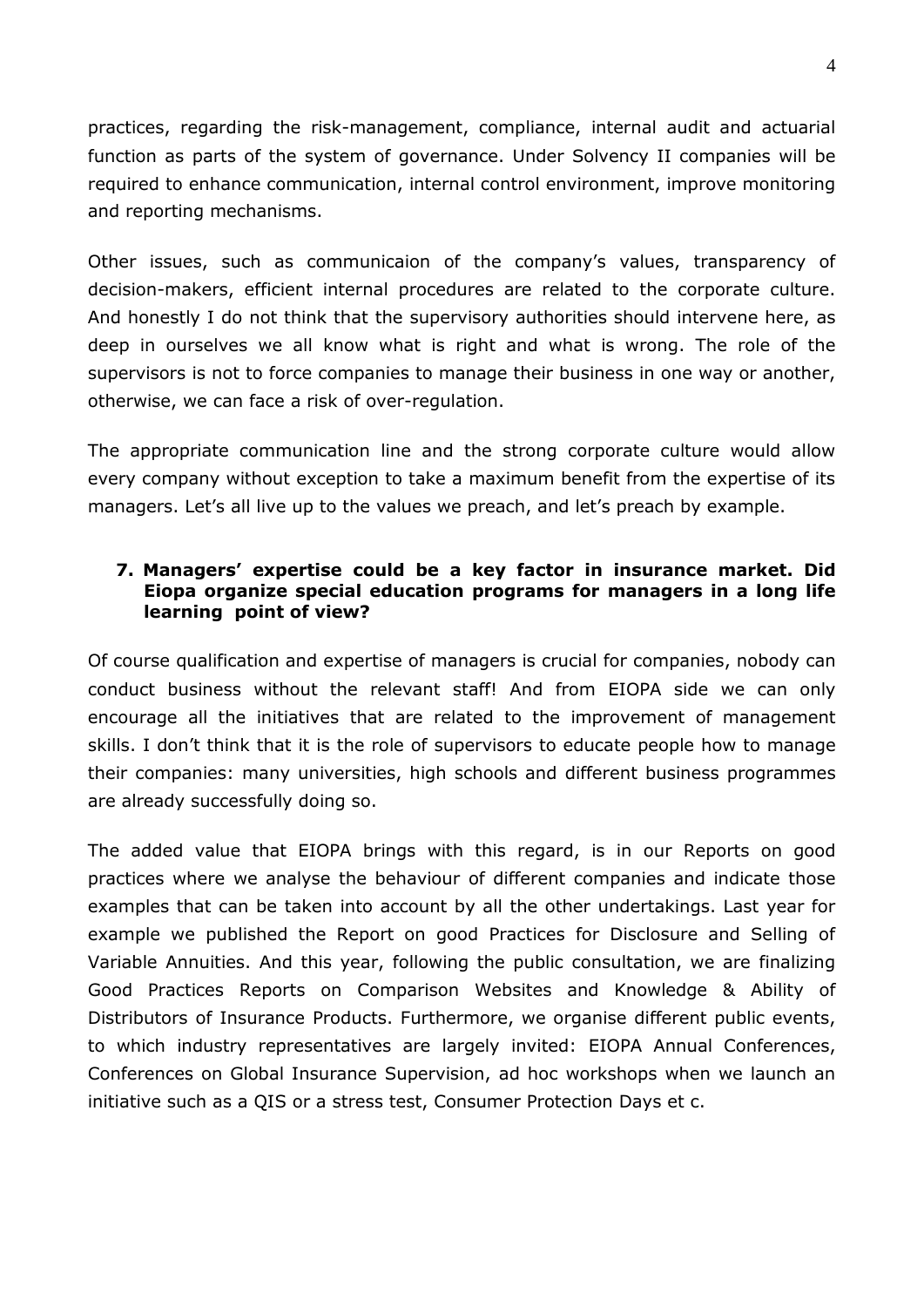practices, regarding the risk-management, compliance, internal audit and actuarial function as parts of the system of governance. Under Solvency II companies will be required to enhance communication, internal control environment, improve monitoring and reporting mechanisms.

Other issues, such as communicaion of the company's values, transparency of decision-makers, efficient internal procedures are related to the corporate culture. And honestly I do not think that the supervisory authorities should intervene here, as deep in ourselves we all know what is right and what is wrong. The role of the supervisors is not to force companies to manage their business in one way or another, otherwise, we can face a risk of over-regulation.

The appropriate communication line and the strong corporate culture would allow every company without exception to take a maximum benefit from the expertise of its managers. Let's all live up to the values we preach, and let's preach by example.

**7. Managers' expertise could be a key factor in insurance market. Did Eiopa organize special education programs for managers in a long life learning point of view?**

Of course qualification and expertise of managers is crucial for companies, nobody can conduct business without the relevant staff! And from EIOPA side we can only encourage all the initiatives that are related to the improvement of management skills. I don't think that it is the role of supervisors to educate people how to manage their companies: many universities, high schools and different business programmes are already successfully doing so.

The added value that EIOPA brings with this regard, is in our Reports on good practices where we analyse the behaviour of different companies and indicate those examples that can be taken into account by all the other undertakings. Last year for example we published the Report on good Practices for Disclosure and Selling of Variable Annuities. And this year, following the public consultation, we are finalizing Good Practices Reports on Comparison Websites and Knowledge & Ability of Distributors of Insurance Products. Furthermore, we organise different public events, to which industry representatives are largely invited: EIOPA Annual Conferences, Conferences on Global Insurance Supervision, ad hoc workshops when we launch an initiative such as a QIS or a stress test, Consumer Protection Days et c.